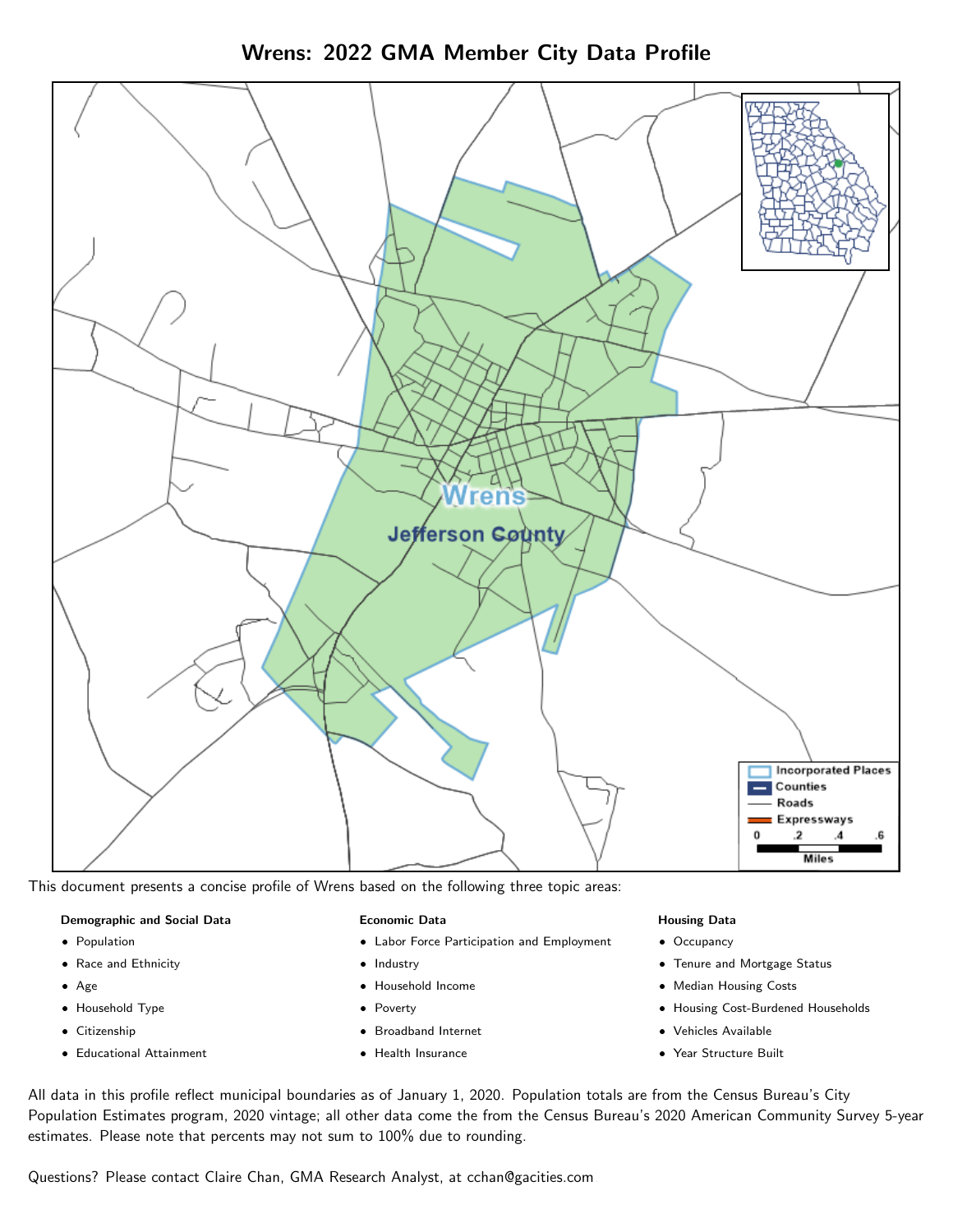# Wrens: 2022 GMA Member City Data Profile

This document presents a concise profile of Wrens based on the following three topic areas:

**Demographic and Social Data**

- Population
- Race and Ethnicity
- Age
- Household Type
- Citizenship
- Educational Attainment

**Economic Data**

- Labor Force Participation and Employment
- Industry
- Household Income
- Poverty
- Broadband Internet
- Health Insurance

**Housing Data**

- Occupancy
- Tenure and Mortgage Status
- Median Housing Costs
- Housing Cost-Burdened Households
- Vehicles Available
- Year Structure Built

All data in this profile reflect municipal boundaries as of January 1, 2020. Population totals are from the Census Bureau's City Population Estimates program, 2020 vintage; all other data come the from the Census Bureau's 2020 American Community Survey 5-year estimates. Please note that percents may not sum to 100% due to rounding.

Questions? Please contact Claire Chan, GMA Research Analyst, at cchan@gacities.com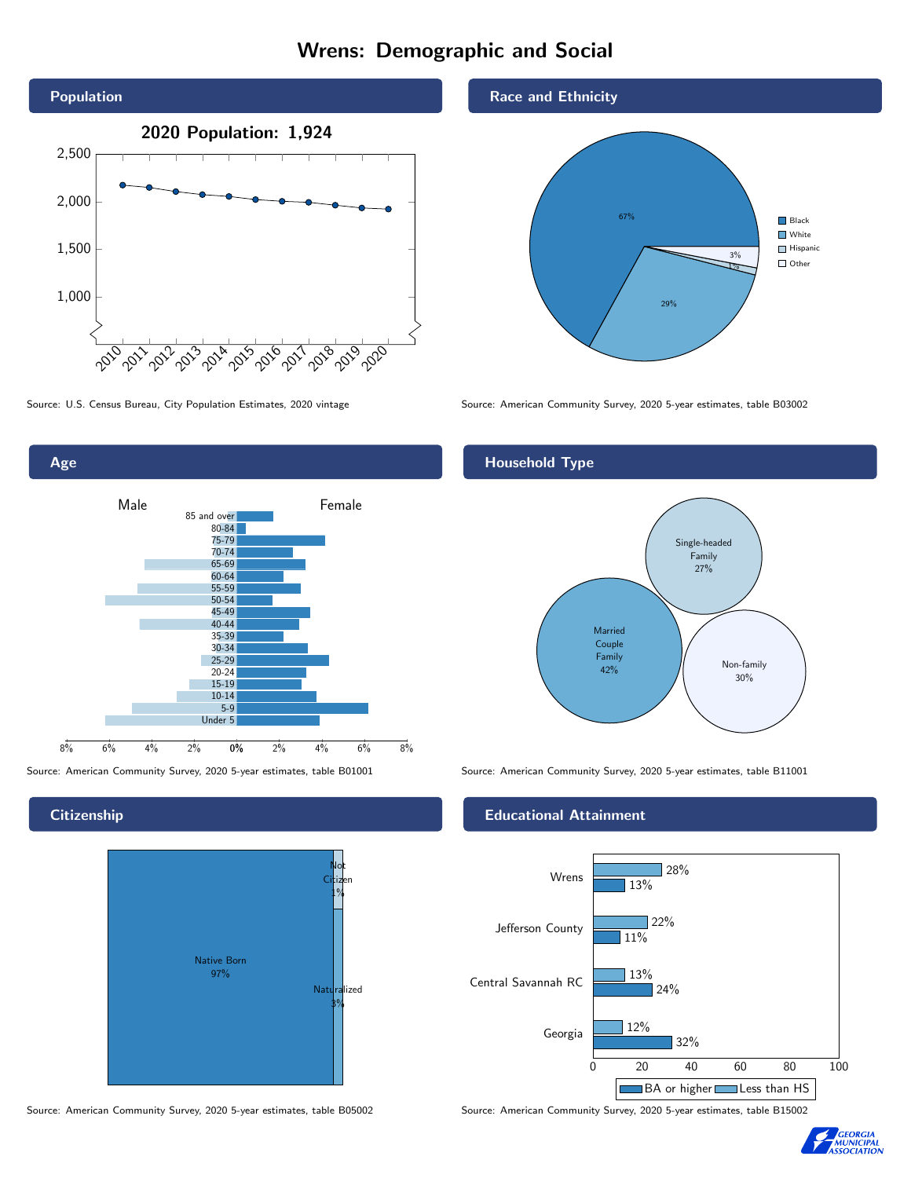# Wrens: Demographic and Social

## Population

**2020 Population: 1,924**

Source: U.S. Census Bureau, City Population Estimates, 2020 vintage

## Race and Ethnicity

| Race/Ethnicity | Percent |
|---|---|
| Black | 67% |
| White | 29% |
| Hispanic | 1% |
| Other | 3% |

Source: American Community Survey, 2020 5-year estimates, table B03002

## Age

Male / Female

Age groups: 85 and over, 80-84, 75-79, 70-74, 65-69, 60-64, 55-59, 50-54, 45-49, 40-44, 35-39, 30-34, 25-29, 20-24, 15-19, 10-14, 5-9, Under 5

Source: American Community Survey, 2020 5-year estimates, table B01001

## Household Type

| Household Type | Percent |
|---|---|
| Married Couple Family | 42% |
| Single-headed Family | 27% |
| Non-family | 30% |

Source: American Community Survey, 2020 5-year estimates, table B11001

## Citizenship

| Citizenship | Percent |
|---|---|
| Native Born | 97% |
| Naturalized | 3% |
| Not Citizen | 1% |

Source: American Community Survey, 2020 5-year estimates, table B05002

## Educational Attainment

| Area | Less than HS | BA or higher |
|---|---|---|
| Wrens | 28% | 13% |
| Jefferson County | 22% | 11% |
| Central Savannah RC | 13% | 24% |
| Georgia | 12% | 32% |

Source: American Community Survey, 2020 5-year estimates, table B15002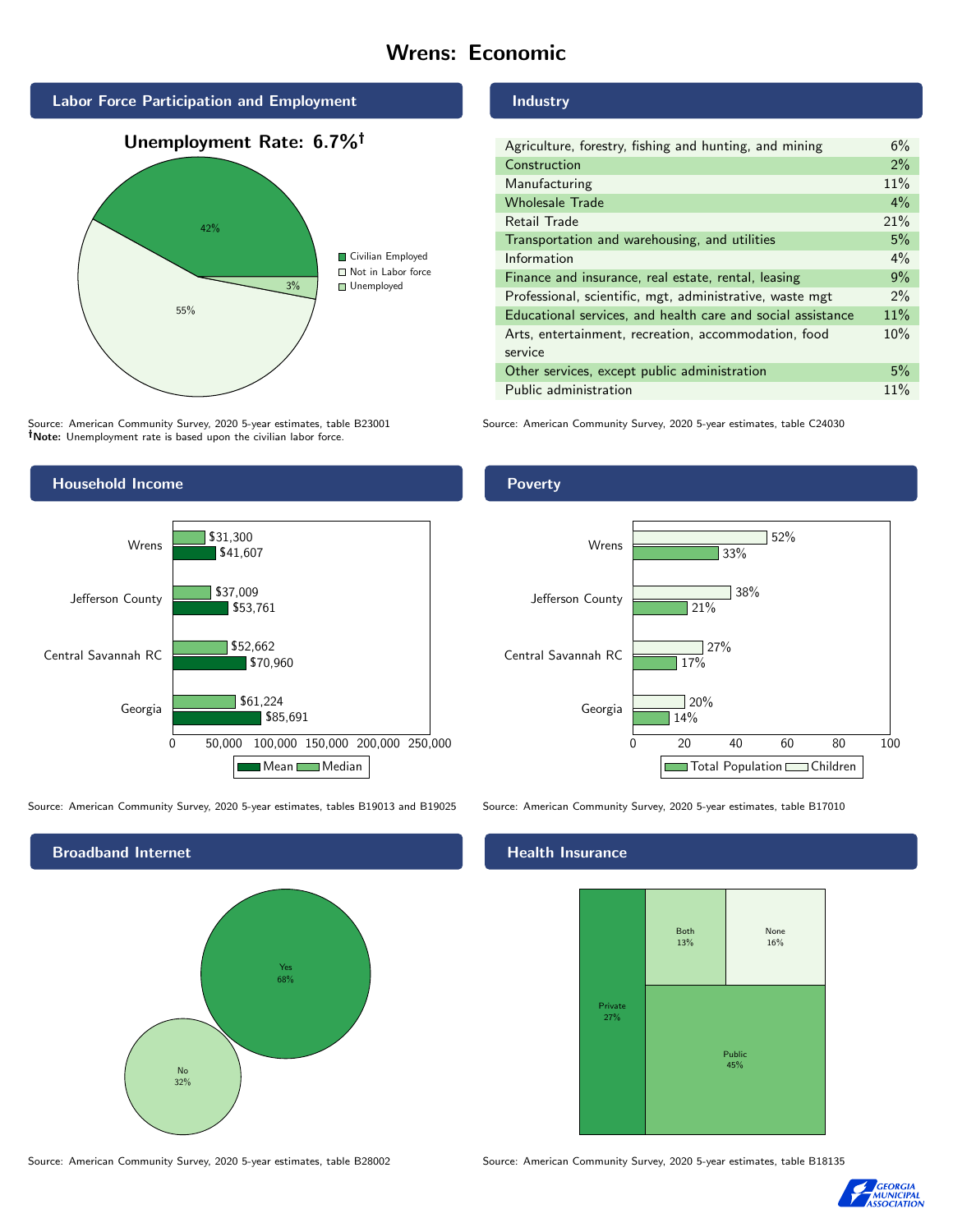# Wrens: Economic

## Labor Force Participation and Employment

**Unemployment Rate: 6.7%†**

| Category | Percent |
|---|---|
| Civilian Employed | 42% |
| Not in Labor force | 55% |
| Unemployed | 3% |

Source: American Community Survey, 2020 5-year estimates, table B23001
**†Note:** Unemployment rate is based upon the civilian labor force.

## Industry

| Industry | Percent |
|---|---|
| Agriculture, forestry, fishing and hunting, and mining | 6% |
| Construction | 2% |
| Manufacturing | 11% |
| Wholesale Trade | 4% |
| Retail Trade | 21% |
| Transportation and warehousing, and utilities | 5% |
| Information | 4% |
| Finance and insurance, real estate, rental, leasing | 9% |
| Professional, scientific, mgt, administrative, waste mgt | 2% |
| Educational services, and health care and social assistance | 11% |
| Arts, entertainment, recreation, accommodation, food service | 10% |
| Other services, except public administration | 5% |
| Public administration | 11% |

Source: American Community Survey, 2020 5-year estimates, table C24030

## Household Income

| Area | Median | Mean |
|---|---|---|
| Wrens | $31,300 | $41,607 |
| Jefferson County | $37,009 | $53,761 |
| Central Savannah RC | $52,662 | $70,960 |
| Georgia | $61,224 | $85,691 |

Source: American Community Survey, 2020 5-year estimates, tables B19013 and B19025

## Poverty

| Area | Children | Total Population |
|---|---|---|
| Wrens | 52% | 33% |
| Jefferson County | 38% | 21% |
| Central Savannah RC | 27% | 17% |
| Georgia | 20% | 14% |

Source: American Community Survey, 2020 5-year estimates, table B17010

## Broadband Internet

| Response | Percent |
|---|---|
| Yes | 68% |
| No | 32% |

Source: American Community Survey, 2020 5-year estimates, table B28002

## Health Insurance

| Type | Percent |
|---|---|
| Private | 27% |
| Both | 13% |
| None | 16% |
| Public | 45% |

Source: American Community Survey, 2020 5-year estimates, table B18135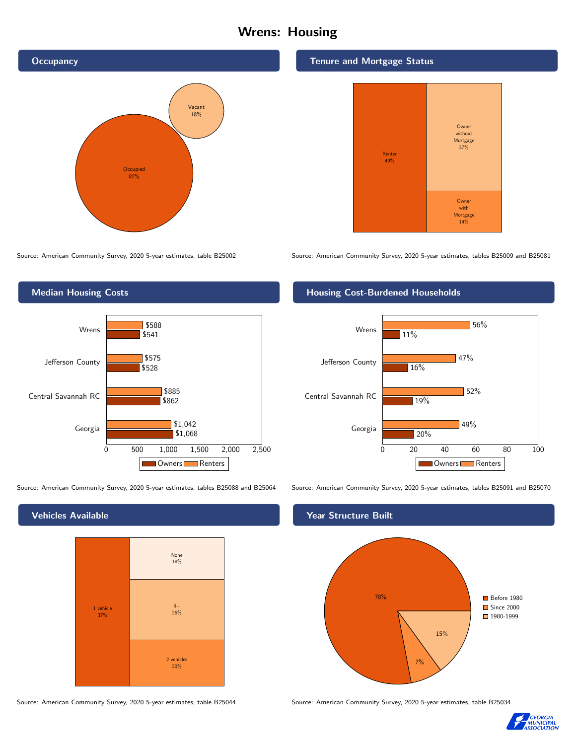# Wrens: Housing

## Occupancy

Vacant
18%

Occupied
82%

Source: American Community Survey, 2020 5-year estimates, table B25002

## Tenure and Mortgage Status

Renter
49%

Owner
without
Mortgage
37%

Owner
with
Mortgage
14%

Source: American Community Survey, 2020 5-year estimates, tables B25009 and B25081

## Median Housing Costs

Wrens
$588
$541

Jefferson County
$575
$528

Central Savannah RC
$885
$862

Georgia
$1,042
$1,068

0 500 1,000 1,500 2,000 2,500

Owners Renters

Source: American Community Survey, 2020 5-year estimates, tables B25088 and B25064

## Housing Cost-Burdened Households

Wrens
56%
11%

Jefferson County
47%
16%

Central Savannah RC
52%
19%

Georgia
49%
20%

0 20 40 60 80 100

Owners Renters

Source: American Community Survey, 2020 5-year estimates, tables B25091 and B25070

## Vehicles Available

1 vehicle
37%

None
18%

3+
26%

2 vehicles
20%

Source: American Community Survey, 2020 5-year estimates, table B25044

## Year Structure Built

78%

7%

15%

Before 1980
Since 2000
1980-1999

Source: American Community Survey, 2020 5-year estimates, table B25034